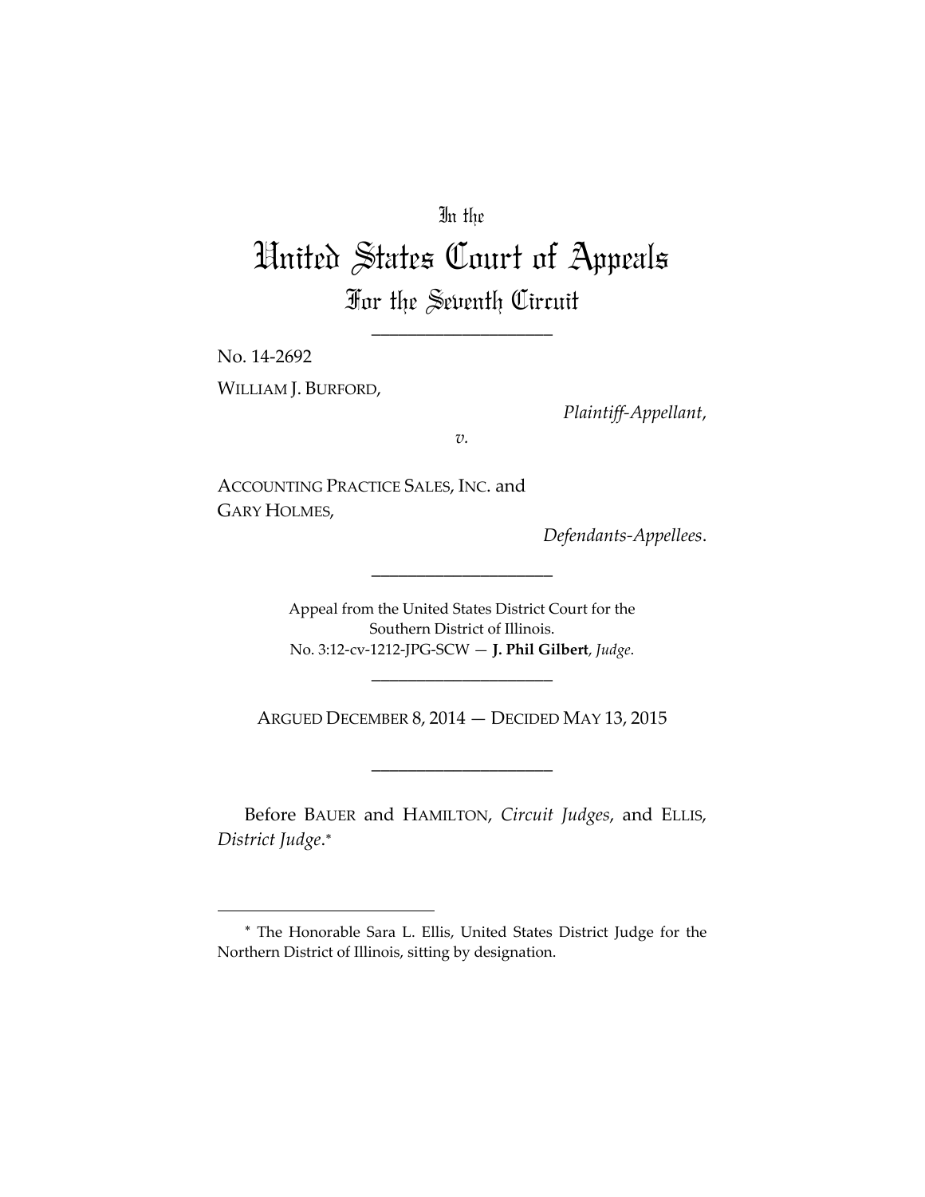In the

# United States Court of Appeals
## For the Seventh Circuit

____________________

No. 14-2692

WILLIAM J. BURFORD,

*Plaintiff-Appellant*,

*v.*

ACCOUNTING PRACTICE SALES, INC. and GARY HOLMES,

*Defendants-Appellees*.

____________________

Appeal from the United States District Court for the Southern District of Illinois.
No. 3:12-cv-1212-JPG-SCW — **J. Phil Gilbert**, *Judge*.

____________________

ARGUED DECEMBER 8, 2014 — DECIDED MAY 13, 2015

____________________

Before BAUER and HAMILTON, *Circuit Judges*, and ELLIS, *District Judge*.*

---

* The Honorable Sara L. Ellis, United States District Judge for the Northern District of Illinois, sitting by designation.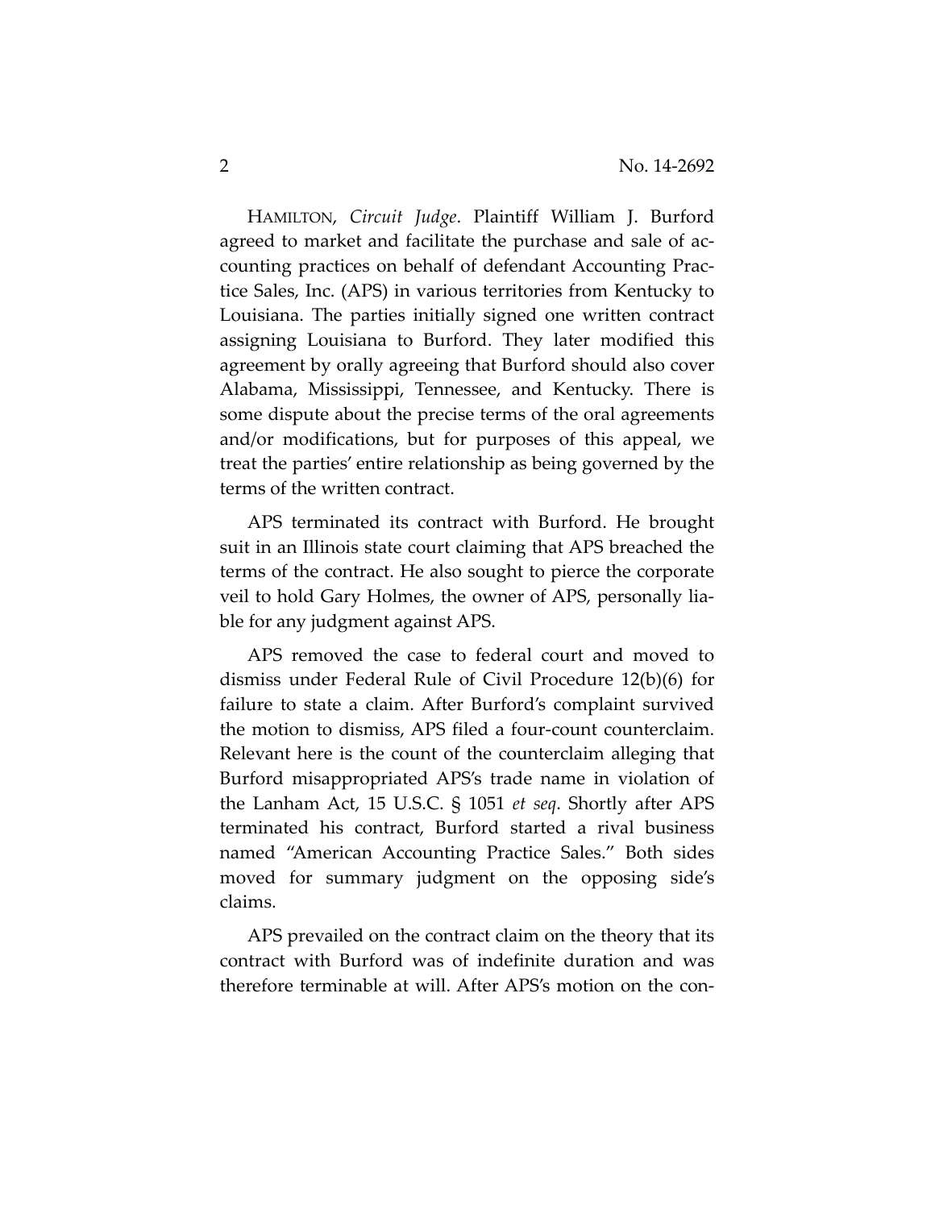HAMILTON, *Circuit Judge*. Plaintiff William J. Burford agreed to market and facilitate the purchase and sale of accounting practices on behalf of defendant Accounting Practice Sales, Inc. (APS) in various territories from Kentucky to Louisiana. The parties initially signed one written contract assigning Louisiana to Burford. They later modified this agreement by orally agreeing that Burford should also cover Alabama, Mississippi, Tennessee, and Kentucky. There is some dispute about the precise terms of the oral agreements and/or modifications, but for purposes of this appeal, we treat the parties' entire relationship as being governed by the terms of the written contract.

APS terminated its contract with Burford. He brought suit in an Illinois state court claiming that APS breached the terms of the contract. He also sought to pierce the corporate veil to hold Gary Holmes, the owner of APS, personally liable for any judgment against APS.

APS removed the case to federal court and moved to dismiss under Federal Rule of Civil Procedure 12(b)(6) for failure to state a claim. After Burford's complaint survived the motion to dismiss, APS filed a four-count counterclaim. Relevant here is the count of the counterclaim alleging that Burford misappropriated APS's trade name in violation of the Lanham Act, 15 U.S.C. § 1051 *et seq*. Shortly after APS terminated his contract, Burford started a rival business named "American Accounting Practice Sales." Both sides moved for summary judgment on the opposing side's claims.

APS prevailed on the contract claim on the theory that its contract with Burford was of indefinite duration and was therefore terminable at will. After APS's motion on the con-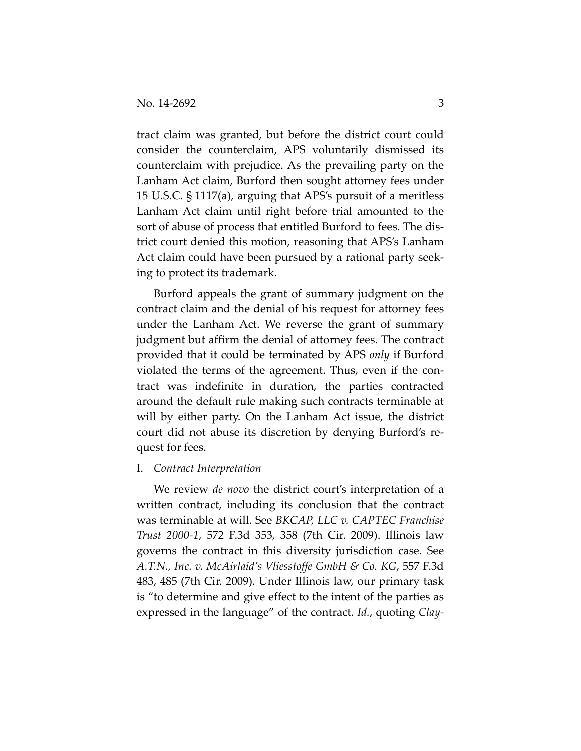tract claim was granted, but before the district court could consider the counterclaim, APS voluntarily dismissed its counterclaim with prejudice. As the prevailing party on the Lanham Act claim, Burford then sought attorney fees under 15 U.S.C. § 1117(a), arguing that APS's pursuit of a meritless Lanham Act claim until right before trial amounted to the sort of abuse of process that entitled Burford to fees. The district court denied this motion, reasoning that APS's Lanham Act claim could have been pursued by a rational party seeking to protect its trademark.

Burford appeals the grant of summary judgment on the contract claim and the denial of his request for attorney fees under the Lanham Act. We reverse the grant of summary judgment but affirm the denial of attorney fees. The contract provided that it could be terminated by APS *only* if Burford violated the terms of the agreement. Thus, even if the contract was indefinite in duration, the parties contracted around the default rule making such contracts terminable at will by either party. On the Lanham Act issue, the district court did not abuse its discretion by denying Burford's request for fees.

## I. *Contract Interpretation*

We review *de novo* the district court's interpretation of a written contract, including its conclusion that the contract was terminable at will. See *BKCAP, LLC v. CAPTEC Franchise Trust 2000-1*, 572 F.3d 353, 358 (7th Cir. 2009). Illinois law governs the contract in this diversity jurisdiction case. See *A.T.N., Inc. v. McAirlaid's Vliesstoffe GmbH & Co. KG*, 557 F.3d 483, 485 (7th Cir. 2009). Under Illinois law, our primary task is "to determine and give effect to the intent of the parties as expressed in the language" of the contract. *Id.*, quoting *Clay-*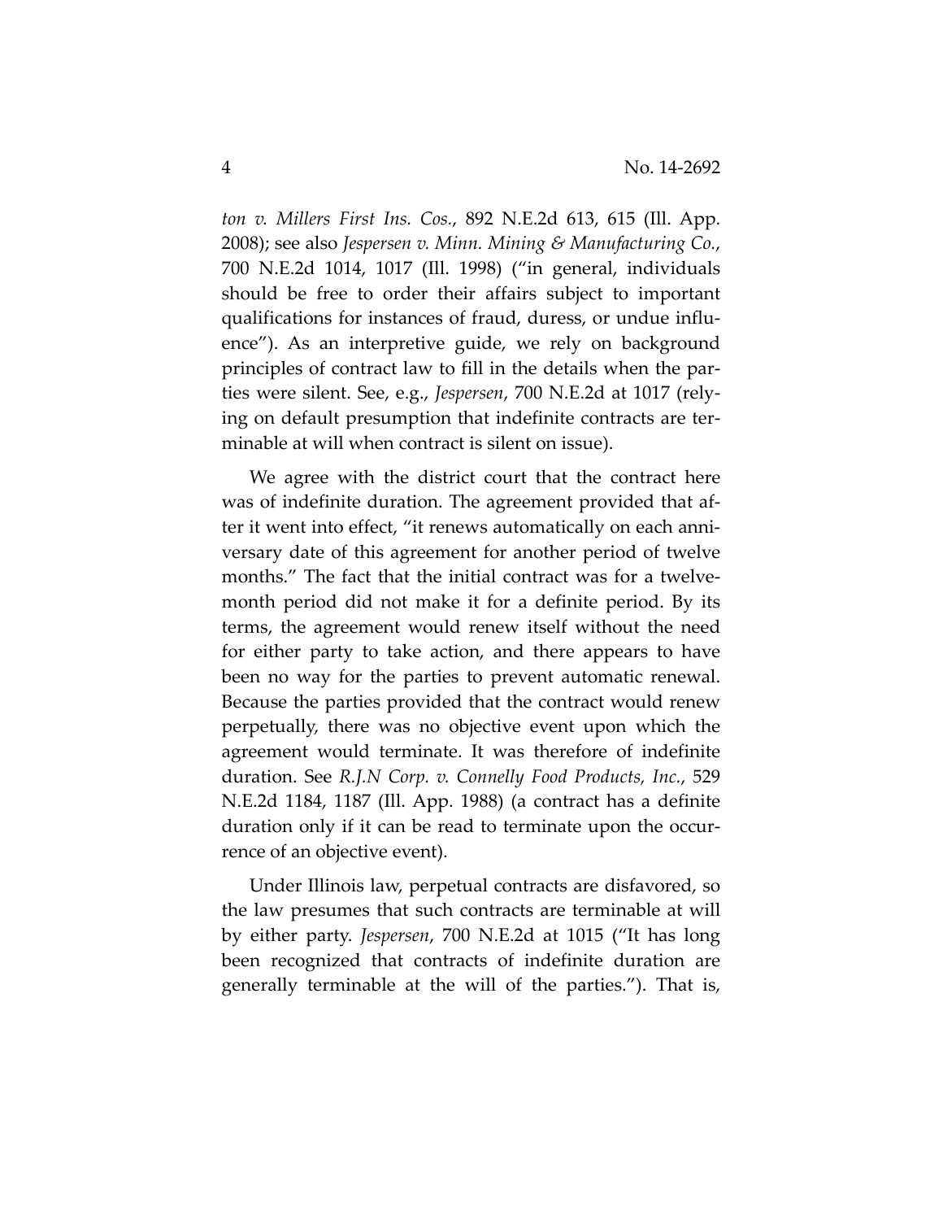*ton v. Millers First Ins. Cos.*, 892 N.E.2d 613, 615 (Ill. App. 2008); see also *Jespersen v. Minn. Mining & Manufacturing Co.*, 700 N.E.2d 1014, 1017 (Ill. 1998) ("in general, individuals should be free to order their affairs subject to important qualifications for instances of fraud, duress, or undue influence"). As an interpretive guide, we rely on background principles of contract law to fill in the details when the parties were silent. See, e.g., *Jespersen*, 700 N.E.2d at 1017 (relying on default presumption that indefinite contracts are terminable at will when contract is silent on issue).

We agree with the district court that the contract here was of indefinite duration. The agreement provided that after it went into effect, "it renews automatically on each anniversary date of this agreement for another period of twelve months." The fact that the initial contract was for a twelve-month period did not make it for a definite period. By its terms, the agreement would renew itself without the need for either party to take action, and there appears to have been no way for the parties to prevent automatic renewal. Because the parties provided that the contract would renew perpetually, there was no objective event upon which the agreement would terminate. It was therefore of indefinite duration. See *R.J.N Corp. v. Connelly Food Products, Inc.*, 529 N.E.2d 1184, 1187 (Ill. App. 1988) (a contract has a definite duration only if it can be read to terminate upon the occurrence of an objective event).

Under Illinois law, perpetual contracts are disfavored, so the law presumes that such contracts are terminable at will by either party. *Jespersen*, 700 N.E.2d at 1015 ("It has long been recognized that contracts of indefinite duration are generally terminable at the will of the parties."). That is,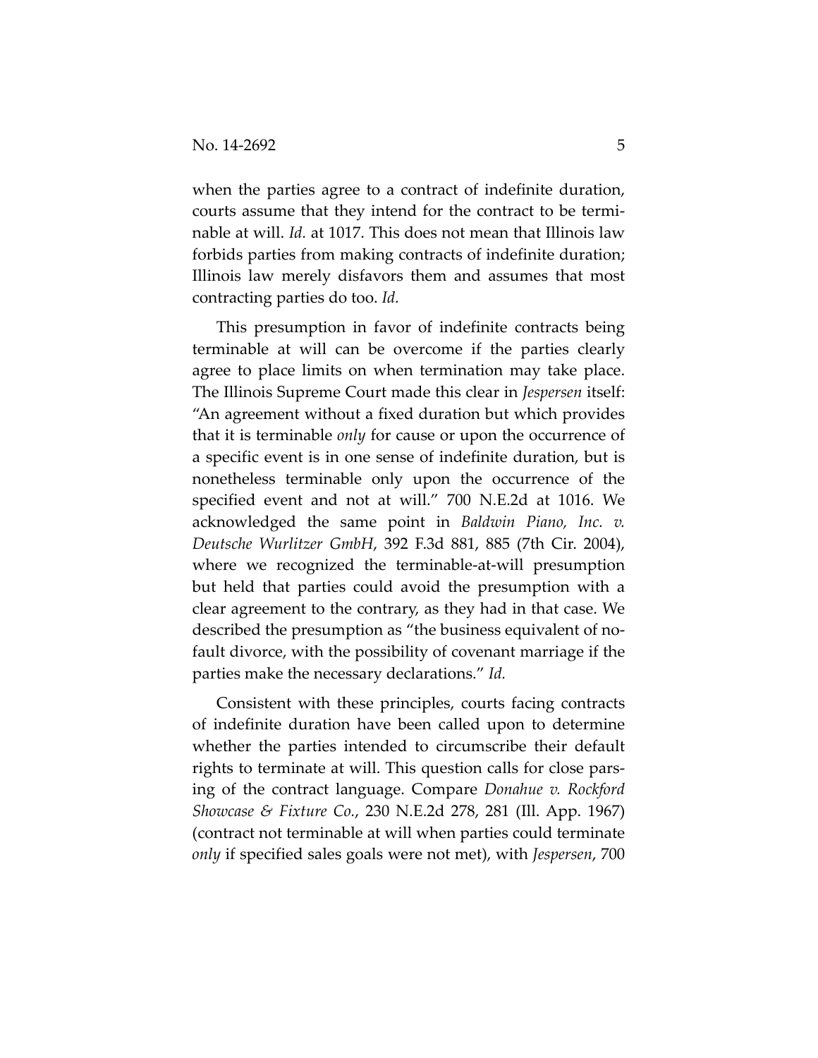when the parties agree to a contract of indefinite duration, courts assume that they intend for the contract to be terminable at will. *Id.* at 1017. This does not mean that Illinois law forbids parties from making contracts of indefinite duration; Illinois law merely disfavors them and assumes that most contracting parties do too. *Id.*

This presumption in favor of indefinite contracts being terminable at will can be overcome if the parties clearly agree to place limits on when termination may take place. The Illinois Supreme Court made this clear in *Jespersen* itself: "An agreement without a fixed duration but which provides that it is terminable *only* for cause or upon the occurrence of a specific event is in one sense of indefinite duration, but is nonetheless terminable only upon the occurrence of the specified event and not at will." 700 N.E.2d at 1016. We acknowledged the same point in *Baldwin Piano, Inc. v. Deutsche Wurlitzer GmbH*, 392 F.3d 881, 885 (7th Cir. 2004), where we recognized the terminable-at-will presumption but held that parties could avoid the presumption with a clear agreement to the contrary, as they had in that case. We described the presumption as "the business equivalent of no-fault divorce, with the possibility of covenant marriage if the parties make the necessary declarations." *Id.*

Consistent with these principles, courts facing contracts of indefinite duration have been called upon to determine whether the parties intended to circumscribe their default rights to terminate at will. This question calls for close parsing of the contract language. Compare *Donahue v. Rockford Showcase & Fixture Co.*, 230 N.E.2d 278, 281 (Ill. App. 1967) (contract not terminable at will when parties could terminate *only* if specified sales goals were not met), with *Jespersen*, 700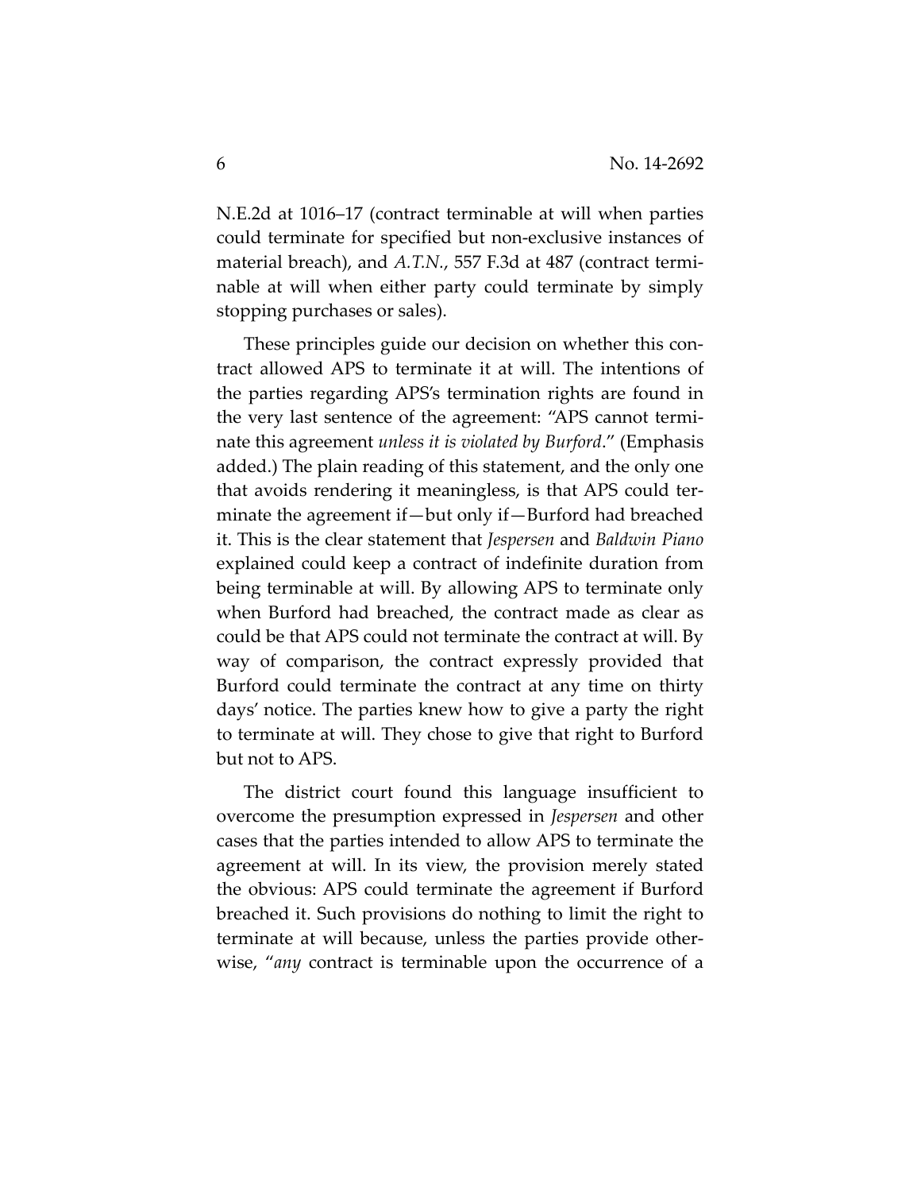N.E.2d at 1016–17 (contract terminable at will when parties could terminate for specified but non-exclusive instances of material breach), and *A.T.N.*, 557 F.3d at 487 (contract terminable at will when either party could terminate by simply stopping purchases or sales).

These principles guide our decision on whether this contract allowed APS to terminate it at will. The intentions of the parties regarding APS's termination rights are found in the very last sentence of the agreement: "APS cannot terminate this agreement *unless it is violated by Burford*." (Emphasis added.) The plain reading of this statement, and the only one that avoids rendering it meaningless, is that APS could terminate the agreement if—but only if—Burford had breached it. This is the clear statement that *Jespersen* and *Baldwin Piano* explained could keep a contract of indefinite duration from being terminable at will. By allowing APS to terminate only when Burford had breached, the contract made as clear as could be that APS could not terminate the contract at will. By way of comparison, the contract expressly provided that Burford could terminate the contract at any time on thirty days' notice. The parties knew how to give a party the right to terminate at will. They chose to give that right to Burford but not to APS.

The district court found this language insufficient to overcome the presumption expressed in *Jespersen* and other cases that the parties intended to allow APS to terminate the agreement at will. In its view, the provision merely stated the obvious: APS could terminate the agreement if Burford breached it. Such provisions do nothing to limit the right to terminate at will because, unless the parties provide otherwise, "*any* contract is terminable upon the occurrence of a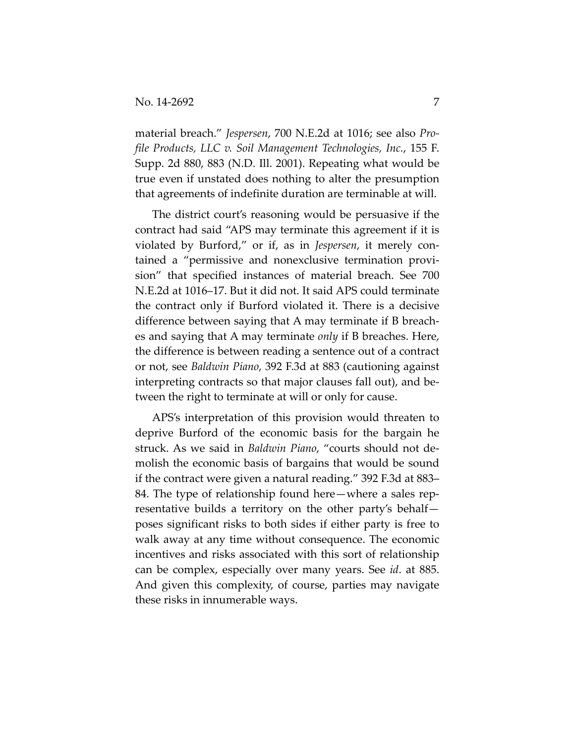material breach." *Jespersen*, 700 N.E.2d at 1016; see also *Profile Products, LLC v. Soil Management Technologies, Inc.*, 155 F. Supp. 2d 880, 883 (N.D. Ill. 2001). Repeating what would be true even if unstated does nothing to alter the presumption that agreements of indefinite duration are terminable at will.

The district court's reasoning would be persuasive if the contract had said "APS may terminate this agreement if it is violated by Burford," or if, as in *Jespersen*, it merely contained a "permissive and nonexclusive termination provision" that specified instances of material breach. See 700 N.E.2d at 1016–17. But it did not. It said APS could terminate the contract only if Burford violated it. There is a decisive difference between saying that A may terminate if B breaches and saying that A may terminate *only* if B breaches. Here, the difference is between reading a sentence out of a contract or not, see *Baldwin Piano*, 392 F.3d at 883 (cautioning against interpreting contracts so that major clauses fall out), and between the right to terminate at will or only for cause.

APS's interpretation of this provision would threaten to deprive Burford of the economic basis for the bargain he struck. As we said in *Baldwin Piano*, "courts should not demolish the economic basis of bargains that would be sound if the contract were given a natural reading." 392 F.3d at 883–84. The type of relationship found here—where a sales representative builds a territory on the other party's behalf—poses significant risks to both sides if either party is free to walk away at any time without consequence. The economic incentives and risks associated with this sort of relationship can be complex, especially over many years. See *id*. at 885. And given this complexity, of course, parties may navigate these risks in innumerable ways.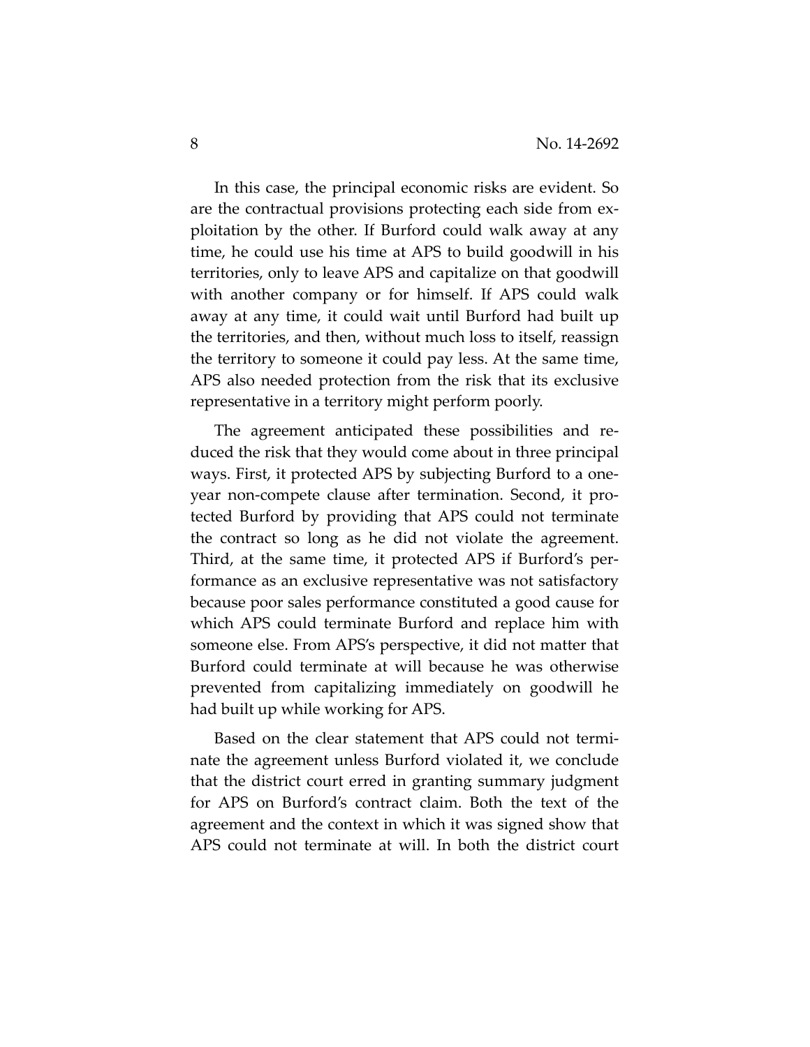In this case, the principal economic risks are evident. So are the contractual provisions protecting each side from exploitation by the other. If Burford could walk away at any time, he could use his time at APS to build goodwill in his territories, only to leave APS and capitalize on that goodwill with another company or for himself. If APS could walk away at any time, it could wait until Burford had built up the territories, and then, without much loss to itself, reassign the territory to someone it could pay less. At the same time, APS also needed protection from the risk that its exclusive representative in a territory might perform poorly.

The agreement anticipated these possibilities and reduced the risk that they would come about in three principal ways. First, it protected APS by subjecting Burford to a one-year non-compete clause after termination. Second, it protected Burford by providing that APS could not terminate the contract so long as he did not violate the agreement. Third, at the same time, it protected APS if Burford's performance as an exclusive representative was not satisfactory because poor sales performance constituted a good cause for which APS could terminate Burford and replace him with someone else. From APS's perspective, it did not matter that Burford could terminate at will because he was otherwise prevented from capitalizing immediately on goodwill he had built up while working for APS.

Based on the clear statement that APS could not terminate the agreement unless Burford violated it, we conclude that the district court erred in granting summary judgment for APS on Burford's contract claim. Both the text of the agreement and the context in which it was signed show that APS could not terminate at will. In both the district court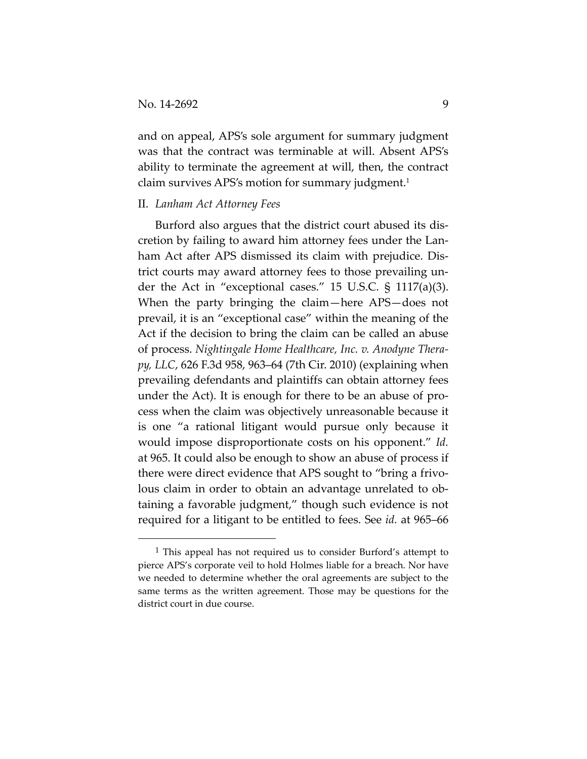and on appeal, APS's sole argument for summary judgment was that the contract was terminable at will. Absent APS's ability to terminate the agreement at will, then, the contract claim survives APS's motion for summary judgment.[1]

## II. *Lanham Act Attorney Fees*

Burford also argues that the district court abused its discretion by failing to award him attorney fees under the Lanham Act after APS dismissed its claim with prejudice. District courts may award attorney fees to those prevailing under the Act in "exceptional cases." 15 U.S.C. § 1117(a)(3). When the party bringing the claim—here APS—does not prevail, it is an "exceptional case" within the meaning of the Act if the decision to bring the claim can be called an abuse of process. *Nightingale Home Healthcare, Inc. v. Anodyne Therapy, LLC*, 626 F.3d 958, 963–64 (7th Cir. 2010) (explaining when prevailing defendants and plaintiffs can obtain attorney fees under the Act). It is enough for there to be an abuse of process when the claim was objectively unreasonable because it is one "a rational litigant would pursue only because it would impose disproportionate costs on his opponent." *Id.* at 965. It could also be enough to show an abuse of process if there were direct evidence that APS sought to "bring a frivolous claim in order to obtain an advantage unrelated to obtaining a favorable judgment," though such evidence is not required for a litigant to be entitled to fees. See *id.* at 965–66

[1] This appeal has not required us to consider Burford's attempt to pierce APS's corporate veil to hold Holmes liable for a breach. Nor have we needed to determine whether the oral agreements are subject to the same terms as the written agreement. Those may be questions for the district court in due course.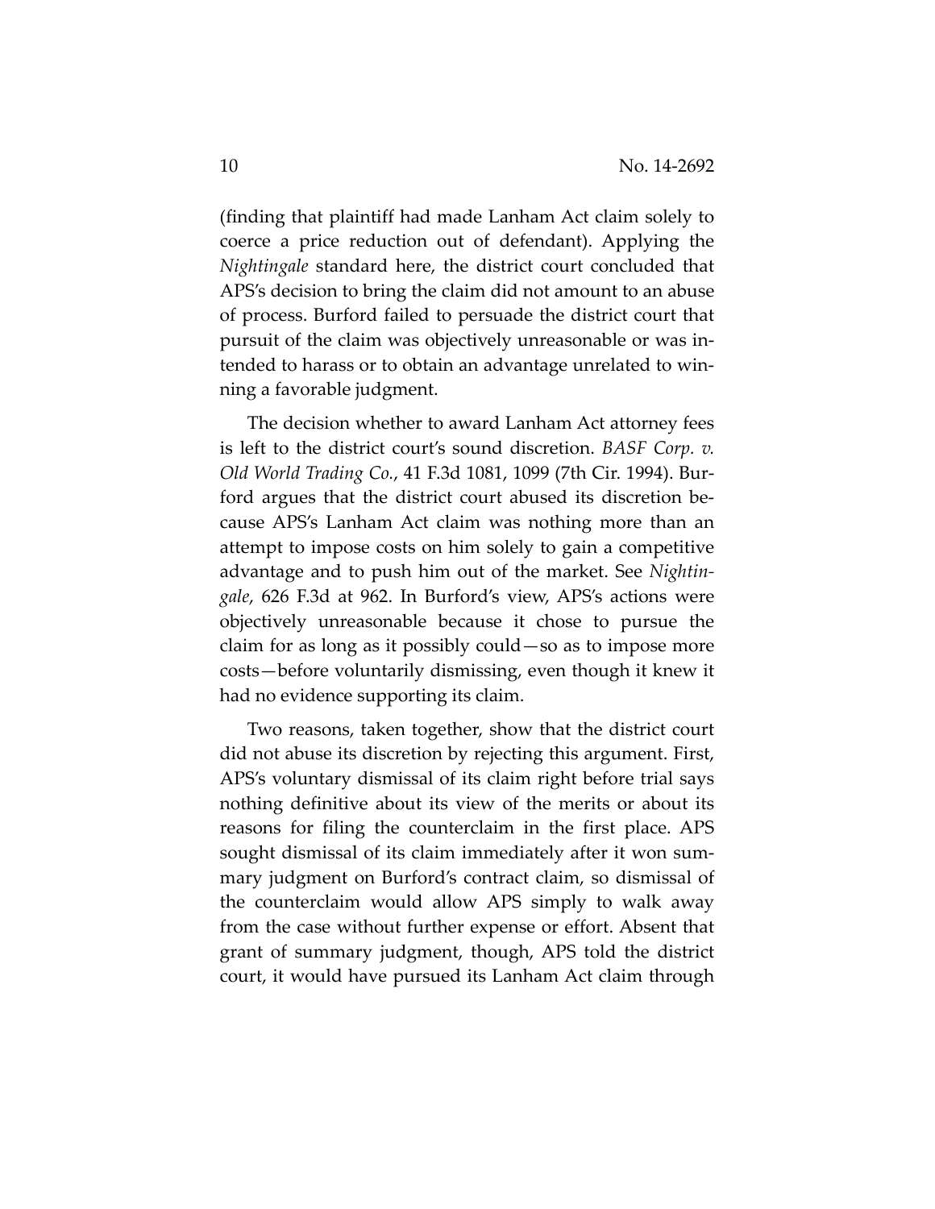(finding that plaintiff had made Lanham Act claim solely to coerce a price reduction out of defendant). Applying the *Nightingale* standard here, the district court concluded that APS's decision to bring the claim did not amount to an abuse of process. Burford failed to persuade the district court that pursuit of the claim was objectively unreasonable or was intended to harass or to obtain an advantage unrelated to winning a favorable judgment.

The decision whether to award Lanham Act attorney fees is left to the district court's sound discretion. *BASF Corp. v. Old World Trading Co.*, 41 F.3d 1081, 1099 (7th Cir. 1994). Burford argues that the district court abused its discretion because APS's Lanham Act claim was nothing more than an attempt to impose costs on him solely to gain a competitive advantage and to push him out of the market. See *Nightingale*, 626 F.3d at 962. In Burford's view, APS's actions were objectively unreasonable because it chose to pursue the claim for as long as it possibly could—so as to impose more costs—before voluntarily dismissing, even though it knew it had no evidence supporting its claim.

Two reasons, taken together, show that the district court did not abuse its discretion by rejecting this argument. First, APS's voluntary dismissal of its claim right before trial says nothing definitive about its view of the merits or about its reasons for filing the counterclaim in the first place. APS sought dismissal of its claim immediately after it won summary judgment on Burford's contract claim, so dismissal of the counterclaim would allow APS simply to walk away from the case without further expense or effort. Absent that grant of summary judgment, though, APS told the district court, it would have pursued its Lanham Act claim through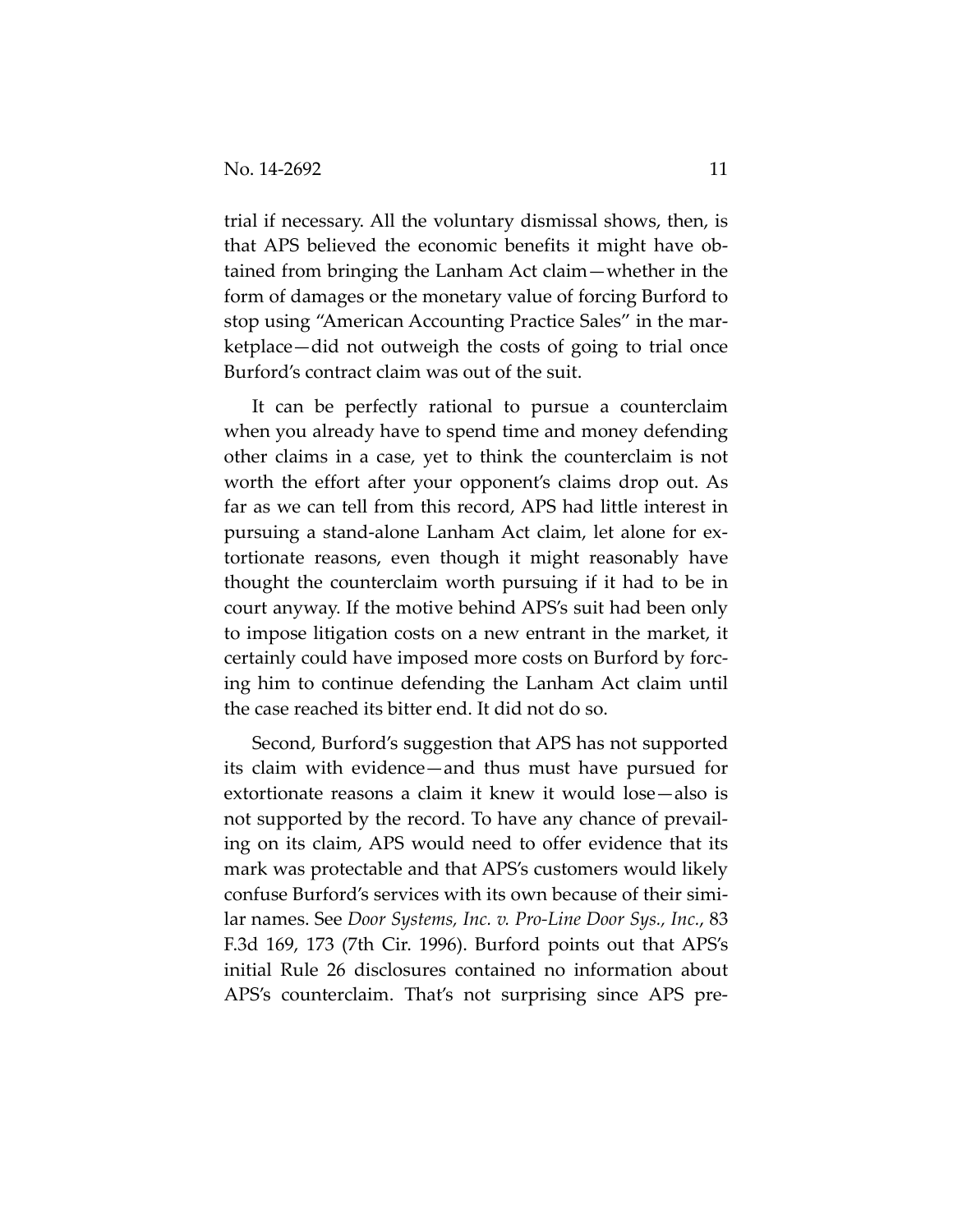trial if necessary. All the voluntary dismissal shows, then, is that APS believed the economic benefits it might have obtained from bringing the Lanham Act claim—whether in the form of damages or the monetary value of forcing Burford to stop using "American Accounting Practice Sales" in the marketplace—did not outweigh the costs of going to trial once Burford's contract claim was out of the suit.

It can be perfectly rational to pursue a counterclaim when you already have to spend time and money defending other claims in a case, yet to think the counterclaim is not worth the effort after your opponent's claims drop out. As far as we can tell from this record, APS had little interest in pursuing a stand-alone Lanham Act claim, let alone for extortionate reasons, even though it might reasonably have thought the counterclaim worth pursuing if it had to be in court anyway. If the motive behind APS's suit had been only to impose litigation costs on a new entrant in the market, it certainly could have imposed more costs on Burford by forcing him to continue defending the Lanham Act claim until the case reached its bitter end. It did not do so.

Second, Burford's suggestion that APS has not supported its claim with evidence—and thus must have pursued for extortionate reasons a claim it knew it would lose—also is not supported by the record. To have any chance of prevailing on its claim, APS would need to offer evidence that its mark was protectable and that APS's customers would likely confuse Burford's services with its own because of their similar names. See *Door Systems, Inc. v. Pro-Line Door Sys., Inc.*, 83 F.3d 169, 173 (7th Cir. 1996). Burford points out that APS's initial Rule 26 disclosures contained no information about APS's counterclaim. That's not surprising since APS pre-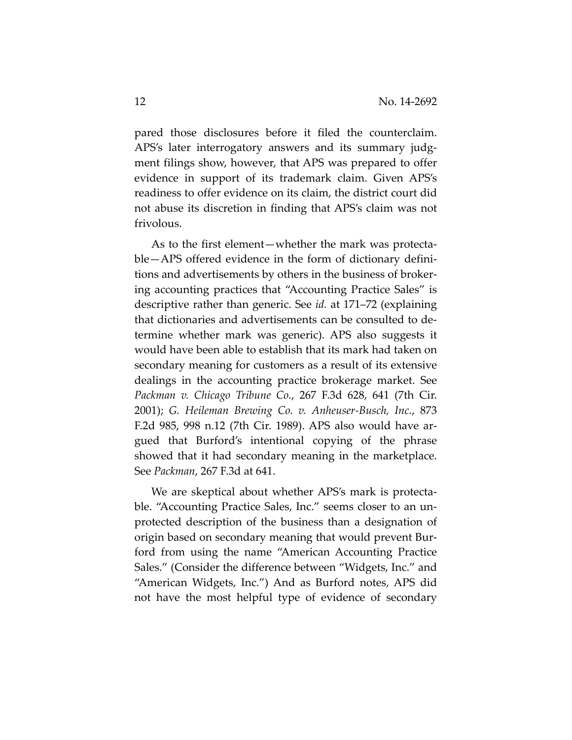pared those disclosures before it filed the counterclaim. APS's later interrogatory answers and its summary judgment filings show, however, that APS was prepared to offer evidence in support of its trademark claim. Given APS's readiness to offer evidence on its claim, the district court did not abuse its discretion in finding that APS's claim was not frivolous.

As to the first element—whether the mark was protectable—APS offered evidence in the form of dictionary definitions and advertisements by others in the business of brokering accounting practices that "Accounting Practice Sales" is descriptive rather than generic. See *id.* at 171–72 (explaining that dictionaries and advertisements can be consulted to determine whether mark was generic). APS also suggests it would have been able to establish that its mark had taken on secondary meaning for customers as a result of its extensive dealings in the accounting practice brokerage market. See *Packman v. Chicago Tribune Co.*, 267 F.3d 628, 641 (7th Cir. 2001); *G. Heileman Brewing Co. v. Anheuser-Busch, Inc.*, 873 F.2d 985, 998 n.12 (7th Cir. 1989). APS also would have argued that Burford's intentional copying of the phrase showed that it had secondary meaning in the marketplace. See *Packman*, 267 F.3d at 641.

We are skeptical about whether APS's mark is protectable. "Accounting Practice Sales, Inc." seems closer to an unprotected description of the business than a designation of origin based on secondary meaning that would prevent Burford from using the name "American Accounting Practice Sales." (Consider the difference between "Widgets, Inc." and "American Widgets, Inc.") And as Burford notes, APS did not have the most helpful type of evidence of secondary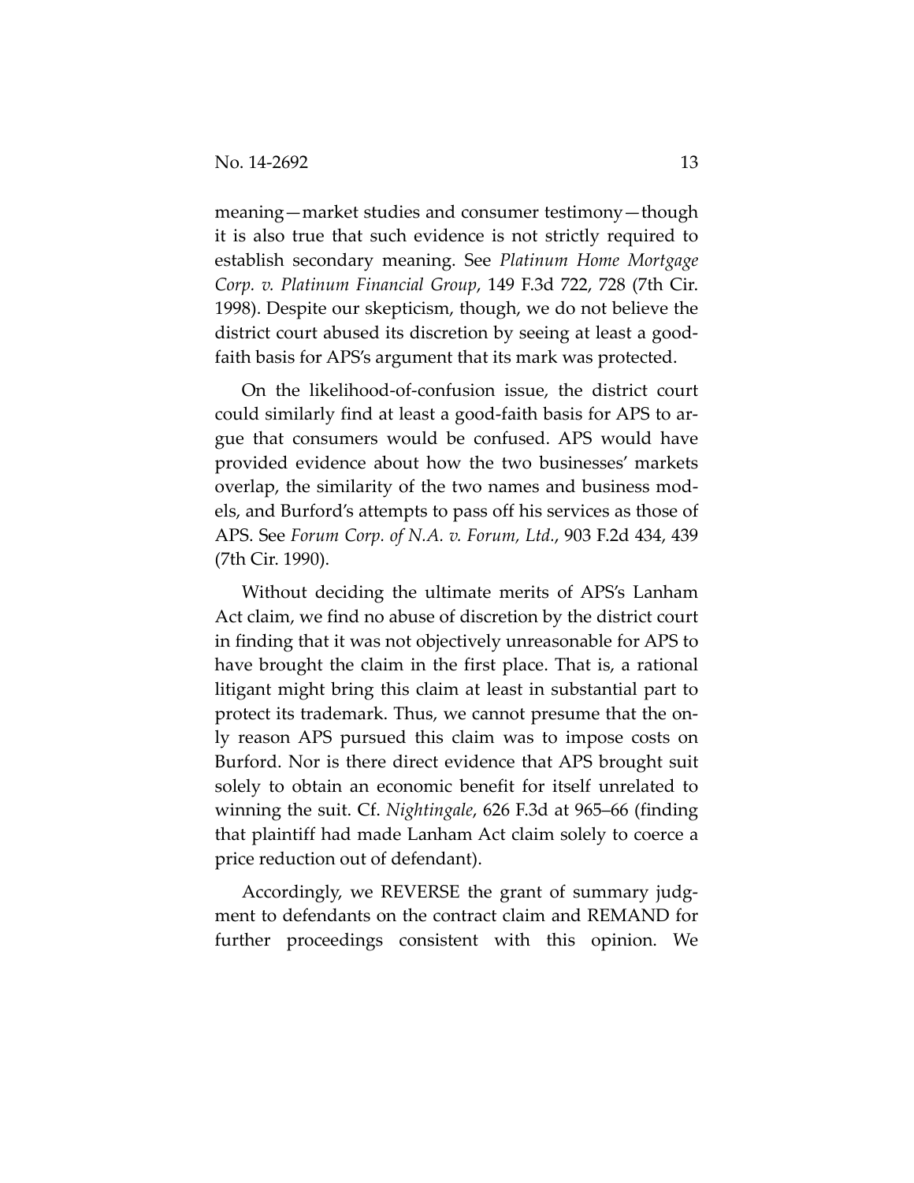meaning—market studies and consumer testimony—though it is also true that such evidence is not strictly required to establish secondary meaning. See *Platinum Home Mortgage Corp. v. Platinum Financial Group*, 149 F.3d 722, 728 (7th Cir. 1998). Despite our skepticism, though, we do not believe the district court abused its discretion by seeing at least a good-faith basis for APS's argument that its mark was protected.

On the likelihood-of-confusion issue, the district court could similarly find at least a good-faith basis for APS to argue that consumers would be confused. APS would have provided evidence about how the two businesses' markets overlap, the similarity of the two names and business models, and Burford's attempts to pass off his services as those of APS. See *Forum Corp. of N.A. v. Forum, Ltd.*, 903 F.2d 434, 439 (7th Cir. 1990).

Without deciding the ultimate merits of APS's Lanham Act claim, we find no abuse of discretion by the district court in finding that it was not objectively unreasonable for APS to have brought the claim in the first place. That is, a rational litigant might bring this claim at least in substantial part to protect its trademark. Thus, we cannot presume that the only reason APS pursued this claim was to impose costs on Burford. Nor is there direct evidence that APS brought suit solely to obtain an economic benefit for itself unrelated to winning the suit. Cf. *Nightingale*, 626 F.3d at 965–66 (finding that plaintiff had made Lanham Act claim solely to coerce a price reduction out of defendant).

Accordingly, we REVERSE the grant of summary judgment to defendants on the contract claim and REMAND for further proceedings consistent with this opinion. We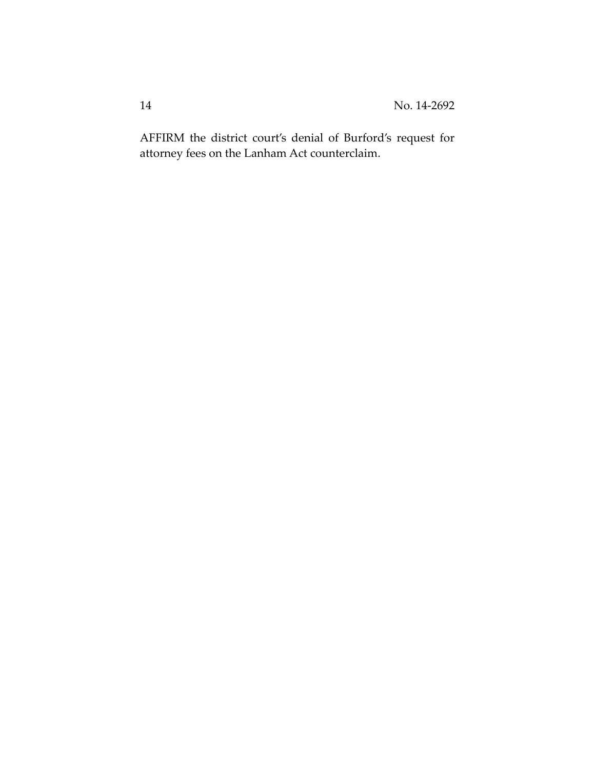AFFIRM the district court's denial of Burford's request for attorney fees on the Lanham Act counterclaim.